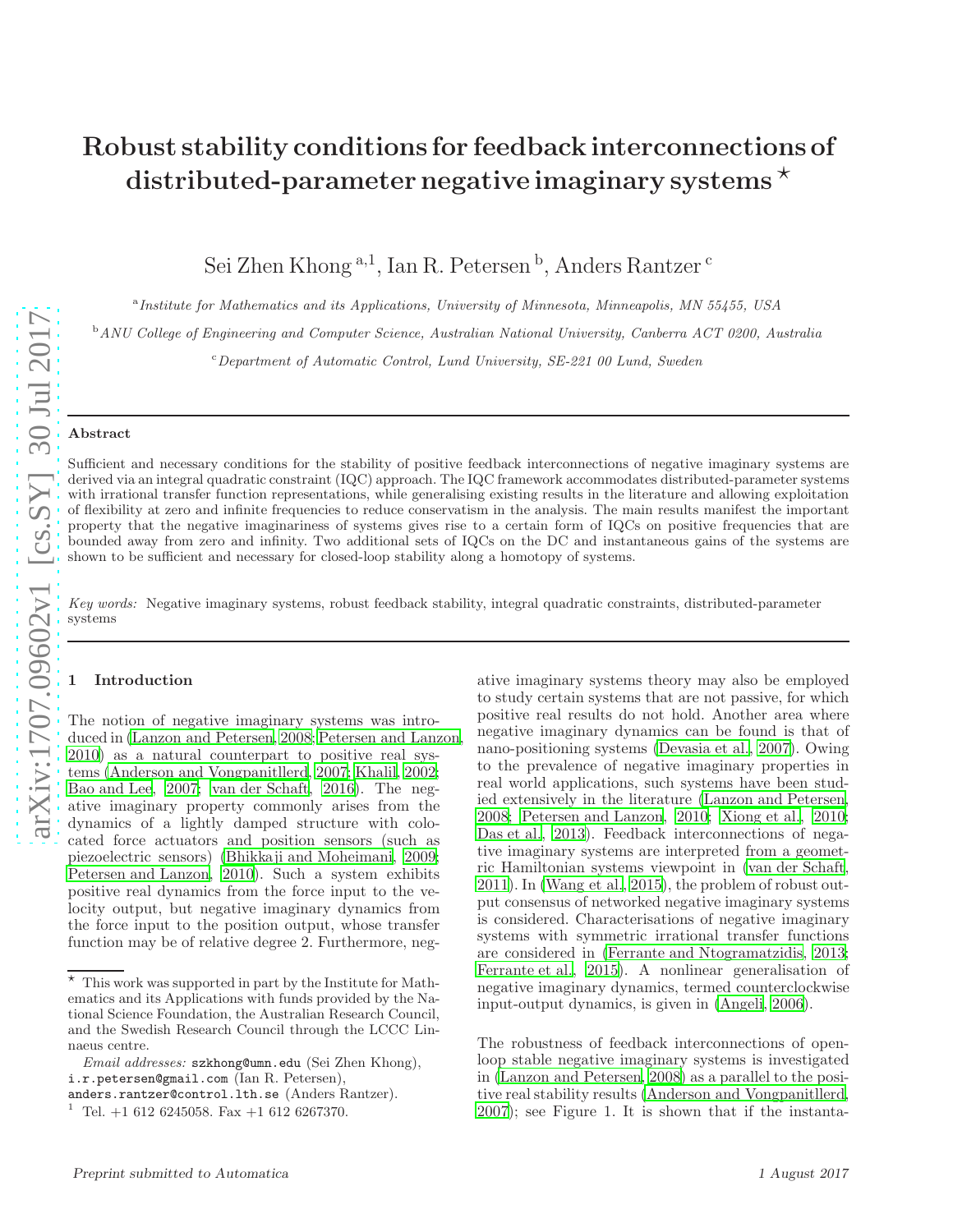# Robust stability conditions for feedback interconnections of distributed-parameter negative imaginary systems [⋆]

Sei Zhen Khong [a,1], Ian R. Petersen [b], Anders Rantzer [c]

[a] *Institute for Mathematics and its Applications, University of Minnesota, Minneapolis, MN 55455, USA*

[b] *ANU College of Engineering and Computer Science, Australian National University, Canberra ACT 0200, Australia*

[c] *Department of Automatic Control, Lund University, SE-221 00 Lund, Sweden*

---

## Abstract

Sufficient and necessary conditions for the stability of positive feedback interconnections of negative imaginary systems are derived via an integral quadratic constraint (IQC) approach. The IQC framework accommodates distributed-parameter systems with irrational transfer function representations, while generalising existing results in the literature and allowing exploitation of flexibility at zero and infinite frequencies to reduce conservatism in the analysis. The main results manifest the important property that the negative imaginariness of systems gives rise to a certain form of IQCs on positive frequencies that are bounded away from zero and infinity. Two additional sets of IQCs on the DC and instantaneous gains of the systems are shown to be sufficient and necessary for closed-loop stability along a homotopy of systems.

*Key words:* Negative imaginary systems, robust feedback stability, integral quadratic constraints, distributed-parameter systems

---

## 1 Introduction

The notion of negative imaginary systems was introduced in (Lanzon and Petersen, 2008; Petersen and Lanzon, 2010) as a natural counterpart to positive real systems (Anderson and Vongpanitlerd, 2007; Khalil, 2002; Bao and Lee, 2007; van der Schaft, 2016). The negative imaginary property commonly arises from the dynamics of a lightly damped structure with colocated force actuators and position sensors (such as piezoelectric sensors) (Bhikkaji and Moheimani, 2009; Petersen and Lanzon, 2010). Such a system exhibits positive real dynamics from the force input to the velocity output, but negative imaginary dynamics from the force input to the position output, whose transfer function may be of relative degree 2. Furthermore, negative imaginary systems theory may also be employed to study certain systems that are not passive, for which positive real results do not hold. Another area where negative imaginary dynamics can be found is that of nano-positioning systems (Devasia et al., 2007). Owing to the prevalence of negative imaginary properties in real world applications, such systems have been studied extensively in the literature (Lanzon and Petersen, 2008; Petersen and Lanzon, 2010; Xiong et al., 2010; Das et al., 2013). Feedback interconnections of negative imaginary systems are interpreted from a geometric Hamiltonian systems viewpoint in (van der Schaft, 2011). In (Wang et al., 2015), the problem of robust output consensus of networked negative imaginary systems is considered. Characterisations of negative imaginary systems with symmetric irrational transfer functions are considered in (Ferrante and Ntogramatzidis, 2013; Ferrante et al., 2015). A nonlinear generalisation of negative imaginary dynamics, termed counterclockwise input-output dynamics, is given in (Angeli, 2006).

The robustness of feedback interconnections of open-loop stable negative imaginary systems is investigated in (Lanzon and Petersen, 2008) as a parallel to the positive real stability results (Anderson and Vongpanitlerd, 2007); see Figure 1. It is shown that if the instanta-

---

[⋆] This work was supported in part by the Institute for Mathematics and its Applications with funds provided by the National Science Foundation, the Australian Research Council, and the Swedish Research Council through the LCCC Linnaeus centre.

*Email addresses:* szkhong@umn.edu (Sei Zhen Khong), i.r.petersen@gmail.com (Ian R. Petersen), anders.rantzer@control.lth.se (Anders Rantzer).

[1] Tel. +1 612 6245058. Fax +1 612 6267370.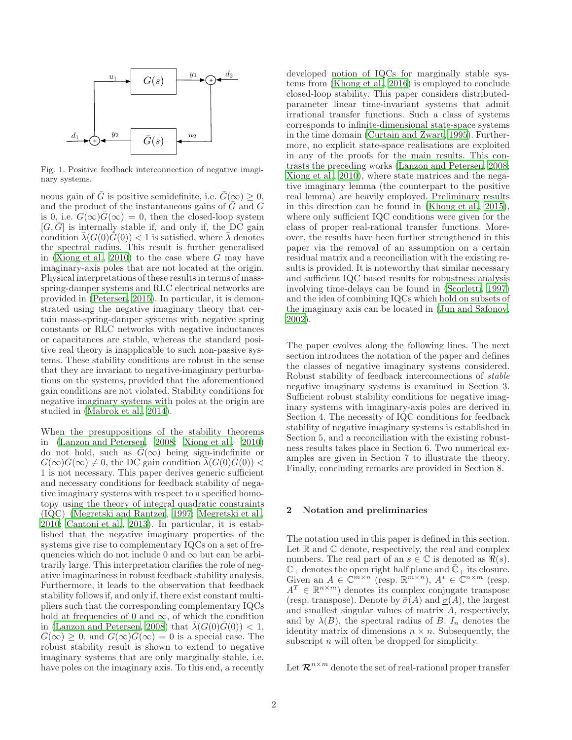Fig. 1. Positive feedback interconnection of negative imaginary systems.

neous gain of $\bar{G}$ is positive semidefinite, i.e. $\bar{G}(\infty) \geq 0$, and the product of the instantaneous gains of $\bar{G}$ and $G$ is 0, i.e. $G(\infty)\bar{G}(\infty) = 0$, then the closed-loop system $[G, \bar{G}]$ is internally stable if, and only if, the DC gain condition $\bar{\lambda}(G(0)\bar{G}(0)) < 1$ is satisfied, where $\bar{\lambda}$ denotes the spectral radius. This result is further generalised in (Xiong et al., 2010) to the case where $G$ may have imaginary-axis poles that are not located at the origin. Physical interpretations of these results in terms of mass-spring-damper systems and RLC electrical networks are provided in (Petersen, 2015). In particular, it is demonstrated using the negative imaginary theory that certain mass-spring-damper systems with negative spring constants or RLC networks with negative inductances or capacitances are stable, whereas the standard positive real theory is inapplicable to such non-passive systems. These stability conditions are robust in the sense that they are invariant to negative-imaginary perturbations on the systems, provided that the aforementioned gain conditions are not violated. Stability conditions for negative imaginary systems with poles at the origin are studied in (Mabrok et al., 2014).

When the presuppositions of the stability theorems in (Lanzon and Petersen, 2008; Xiong et al., 2010) do not hold, such as $\bar{G}(\infty)$ being sign-indefinite or $G(\infty)\bar{G}(\infty) \neq 0$, the DC gain condition $\bar{\lambda}(G(0)\bar{G}(0)) < 1$ is not necessary. This paper derives generic sufficient and necessary conditions for feedback stability of negative imaginary systems with respect to a specified homotopy using the theory of integral quadratic constraints (IQC) (Megretski and Rantzer, 1997; Megretski et al., 2010; Cantoni et al., 2013). In particular, it is established that the negative imaginary properties of the systems give rise to complementary IQCs on a set of frequencies which do not include 0 and $\infty$ but can be arbitrarily large. This interpretation clarifies the role of negative imaginariness in robust feedback stability analysis. Furthermore, it leads to the observation that feedback stability follows if, and only if, there exist constant multipliers such that the corresponding complementary IQCs hold at frequencies of 0 and $\infty$, of which the condition in (Lanzon and Petersen, 2008) that $\bar{\lambda}(G(0)\bar{G}(0)) < 1$, $\bar{G}(\infty) \geq 0$, and $G(\infty)\bar{G}(\infty) = 0$ is a special case. The robust stability result is shown to extend to negative imaginary systems that are only marginally stable, i.e. have poles on the imaginary axis. To this end, a recently developed notion of IQCs for marginally stable systems from (Khong et al., 2016) is employed to conclude closed-loop stability. This paper considers distributed-parameter linear time-invariant systems that admit irrational transfer functions. Such a class of systems corresponds to infinite-dimensional state-space systems in the time domain (Curtain and Zwart, 1995). Furthermore, no explicit state-space realisations are exploited in any of the proofs for the main results. This contrasts the preceding works (Lanzon and Petersen, 2008; Xiong et al., 2010), where state matrices and the negative imaginary lemma (the counterpart to the positive real lemma) are heavily employed. Preliminary results in this direction can be found in (Khong et al., 2015), where only sufficient IQC conditions were given for the class of proper real-rational transfer functions. Moreover, the results have been further strengthened in this paper via the removal of an assumption on a certain residual matrix and a reconciliation with the existing results is provided. It is noteworthy that similar necessary and sufficient IQC based results for robustness analysis involving time-delays can be found in (Scorletti, 1997) and the idea of combining IQCs which hold on subsets of the imaginary axis can be located in (Jun and Safonov, 2002).

The paper evolves along the following lines. The next section introduces the notation of the paper and defines the classes of negative imaginary systems considered. Robust stability of feedback interconnections of *stable* negative imaginary systems is examined in Section 3. Sufficient robust stability conditions for negative imaginary systems with imaginary-axis poles are derived in Section 4. The necessity of IQC conditions for feedback stability of negative imaginary systems is established in Section 5, and a reconciliation with the existing robustness results takes place in Section 6. Two numerical examples are given in Section 7 to illustrate the theory. Finally, concluding remarks are provided in Section 8.

## 2 Notation and preliminaries

The notation used in this paper is defined in this section. Let $\mathbb{R}$ and $\mathbb{C}$ denote, respectively, the real and complex numbers. The real part of an $s \in \mathbb{C}$ is denoted as $\Re(s)$. $\mathbb{C}_+$ denotes the open right half plane and $\bar{\mathbb{C}}_+$ its closure. Given an $A \in \mathbb{C}^{m\times n}$ (resp. $\mathbb{R}^{m\times n}$), $A^* \in \mathbb{C}^{n\times m}$ (resp. $A^T \in \mathbb{R}^{n\times m}$) denotes its complex conjugate transpose (resp. transpose). Denote by $\bar{\sigma}(A)$ and $\underline{\sigma}(A)$, the largest and smallest singular values of matrix $A$, respectively, and by $\bar{\lambda}(B)$, the spectral radius of $B$. $I_n$ denotes the identity matrix of dimensions $n \times n$. Subsequently, the subscript $n$ will often be dropped for simplicity.

Let $\boldsymbol{\mathcal{R}}^{n\times m}$ denote the set of real-rational proper transfer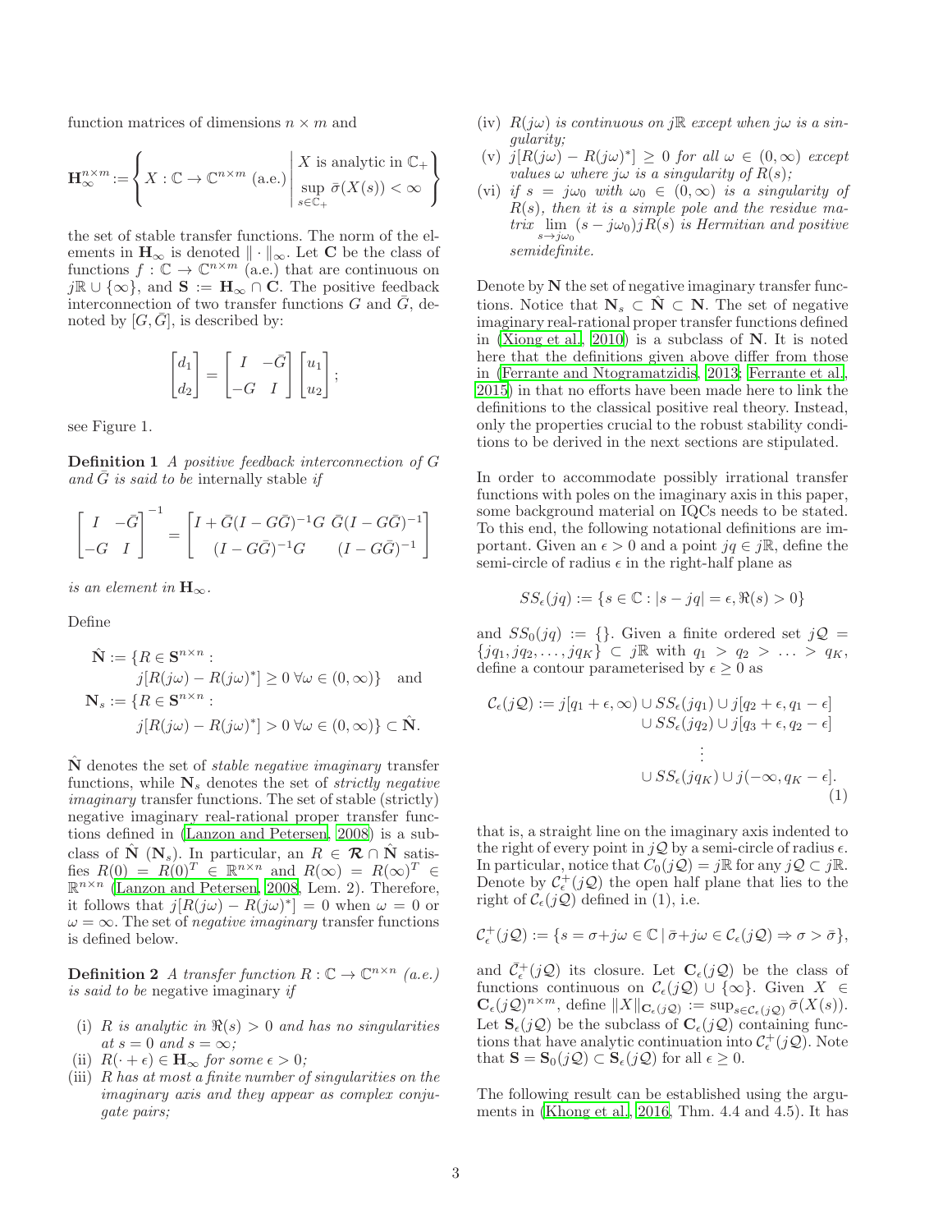function matrices of dimensions $n \times m$ and

$$\mathbf{H}_\infty^{n\times m} := \left\{ X : \mathbb{C} \to \mathbb{C}^{n\times m} \text{ (a.e.)} \,\middle|\, \begin{array}{l} X \text{ is analytic in } \mathbb{C}_+ \\ \sup_{s\in\mathbb{C}_+} \bar{\sigma}(X(s)) < \infty \end{array} \right\}$$

the set of stable transfer functions. The norm of the elements in $\mathbf{H}_\infty$ is denoted $\|\cdot\|_\infty$. Let $\mathbf{C}$ be the class of functions $f : \mathbb{C} \to \mathbb{C}^{n\times m}$ (a.e.) that are continuous on $j\mathbb{R} \cup \{\infty\}$, and $\mathbf{S} := \mathbf{H}_\infty \cap \mathbf{C}$. The positive feedback interconnection of two transfer functions $G$ and $\bar{G}$, denoted by $[G, \bar{G}]$, is described by:

$$\begin{bmatrix} d_1 \\ d_2 \end{bmatrix} = \begin{bmatrix} I & -\bar{G} \\ -G & I \end{bmatrix} \begin{bmatrix} u_1 \\ u_2 \end{bmatrix};$$

see Figure 1.

**Definition 1** *A positive feedback interconnection of $G$ and $\bar{G}$ is said to be* internally stable *if*

$$\begin{bmatrix} I & -\bar{G} \\ -G & I \end{bmatrix}^{-1} = \begin{bmatrix} I + \bar{G}(I - G\bar{G})^{-1}G & \bar{G}(I - G\bar{G})^{-1} \\ (I - G\bar{G})^{-1}G & (I - G\bar{G})^{-1} \end{bmatrix}$$

*is an element in $\mathbf{H}_\infty$.*

Define

$$\begin{aligned} \hat{\mathbf{N}} &:= \{R \in \mathbf{S}^{n\times n} : \\ &\qquad j[R(j\omega) - R(j\omega)^*] \geq 0 \ \forall \omega \in (0, \infty)\} \quad \text{and} \\ \mathbf{N}_s &:= \{R \in \mathbf{S}^{n\times n} : \\ &\qquad j[R(j\omega) - R(j\omega)^*] > 0 \ \forall \omega \in (0, \infty)\} \subset \hat{\mathbf{N}}. \end{aligned}$$

$\hat{\mathbf{N}}$ denotes the set of *stable negative imaginary* transfer functions, while $\mathbf{N}_s$ denotes the set of *strictly negative imaginary* transfer functions. The set of stable (strictly) negative imaginary real-rational proper transfer functions defined in (Lanzon and Petersen, 2008) is a subclass of $\hat{\mathbf{N}}$ ($\mathbf{N}_s$). In particular, an $R \in \boldsymbol{\mathcal{R}} \cap \hat{\mathbf{N}}$ satisfies $R(0) = R(0)^T \in \mathbb{R}^{n\times n}$ and $R(\infty) = R(\infty)^T \in \mathbb{R}^{n\times n}$ (Lanzon and Petersen, 2008, Lem. 2). Therefore, it follows that $j[R(j\omega) - R(j\omega)^*] = 0$ when $\omega = 0$ or $\omega = \infty$. The set of *negative imaginary* transfer functions is defined below.

**Definition 2** *A transfer function $R : \mathbb{C} \to \mathbb{C}^{n\times n}$ (a.e.) is said to be* negative imaginary *if*

- (i) *$R$ is analytic in $\Re(s) > 0$ and has no singularities at $s = 0$ and $s = \infty$;*
- (ii) *$R(\cdot + \epsilon) \in \mathbf{H}_\infty$ for some $\epsilon > 0$;*
- (iii) *$R$ has at most a finite number of singularities on the imaginary axis and they appear as complex conjugate pairs;*
- (iv) *$R(j\omega)$ is continuous on $j\mathbb{R}$ except when $j\omega$ is a singularity;*
- (v) *$j[R(j\omega) - R(j\omega)^*] \geq 0$ for all $\omega \in (0, \infty)$ except values $\omega$ where $j\omega$ is a singularity of $R(s)$;*
- (vi) *if $s = j\omega_0$ with $\omega_0 \in (0, \infty)$ is a singularity of $R(s)$, then it is a simple pole and the residue matrix $\lim_{s\to j\omega_0} (s - j\omega_0)jR(s)$ is Hermitian and positive semidefinite.*

Denote by $\mathbf{N}$ the set of negative imaginary transfer functions. Notice that $\mathbf{N}_s \subset \hat{\mathbf{N}} \subset \mathbf{N}$. The set of negative imaginary real-rational proper transfer functions defined in (Xiong et al., 2010) is a subclass of $\mathbf{N}$. It is noted here that the definitions given above differ from those in (Ferrante and Ntogramatzidis, 2013; Ferrante et al., 2015) in that no efforts have been made here to link the definitions to the classical positive real theory. Instead, only the properties crucial to the robust stability conditions to be derived in the next sections are stipulated.

In order to accommodate possibly irrational transfer functions with poles on the imaginary axis in this paper, some background material on IQCs needs to be stated. To this end, the following notational definitions are important. Given an $\epsilon > 0$ and a point $jq \in j\mathbb{R}$, define the semi-circle of radius $\epsilon$ in the right-half plane as

$$SS_\epsilon(jq) := \{s \in \mathbb{C} : |s - jq| = \epsilon, \Re(s) > 0\}$$

and $SS_0(jq) := \{\}$. Given a finite ordered set $j\mathcal{Q} = \{jq_1, jq_2, \ldots, jq_K\} \subset j\mathbb{R}$ with $q_1 > q_2 > \ldots > q_K$, define a contour parameterised by $\epsilon \geq 0$ as

$$\begin{aligned} \mathcal{C}_\epsilon(j\mathcal{Q}) := j[q_1 + \epsilon, \infty) \cup SS_\epsilon(jq_1) \cup j[q_2 + \epsilon, q_1 - \epsilon] \\ \cup SS_\epsilon(jq_2) \cup j[q_3 + \epsilon, q_2 - \epsilon] \\ \vdots \qquad\qquad \\ \cup SS_\epsilon(jq_K) \cup j(-\infty, q_K - \epsilon]. \end{aligned} \tag{1}$$

that is, a straight line on the imaginary axis indented to the right of every point in $j\mathcal{Q}$ by a semi-circle of radius $\epsilon$. In particular, notice that $C_0(j\mathcal{Q}) = j\mathbb{R}$ for any $j\mathcal{Q} \subset j\mathbb{R}$. Denote by $\mathcal{C}_\epsilon^+(j\mathcal{Q})$ the open half plane that lies to the right of $\mathcal{C}_\epsilon(j\mathcal{Q})$ defined in (1), i.e.

$$\mathcal{C}_\epsilon^+(j\mathcal{Q}) := \{s = \sigma + j\omega \in \mathbb{C} \mid \bar{\sigma} + j\omega \in \mathcal{C}_\epsilon(j\mathcal{Q}) \Rightarrow \sigma > \bar{\sigma}\},$$

and $\bar{\mathcal{C}}_\epsilon^+(j\mathcal{Q})$ its closure. Let $\mathbf{C}_\epsilon(j\mathcal{Q})$ be the class of functions continuous on $\mathcal{C}_\epsilon(j\mathcal{Q}) \cup \{\infty\}$. Given $X \in \mathbf{C}_\epsilon(j\mathcal{Q})^{n\times m}$, define $\|X\|_{\mathbf{C}_\epsilon(j\mathcal{Q})} := \sup_{s\in\mathcal{C}_\epsilon(j\mathcal{Q})} \bar{\sigma}(X(s))$. Let $\mathbf{S}_\epsilon(j\mathcal{Q})$ be the subclass of $\mathbf{C}_\epsilon(j\mathcal{Q})$ containing functions that have analytic continuation into $\mathcal{C}_\epsilon^+(j\mathcal{Q})$. Note that $\mathbf{S} = \mathbf{S}_0(j\mathcal{Q}) \subset \mathbf{S}_\epsilon(j\mathcal{Q})$ for all $\epsilon \geq 0$.

The following result can be established using the arguments in (Khong et al., 2016, Thm. 4.4 and 4.5). It has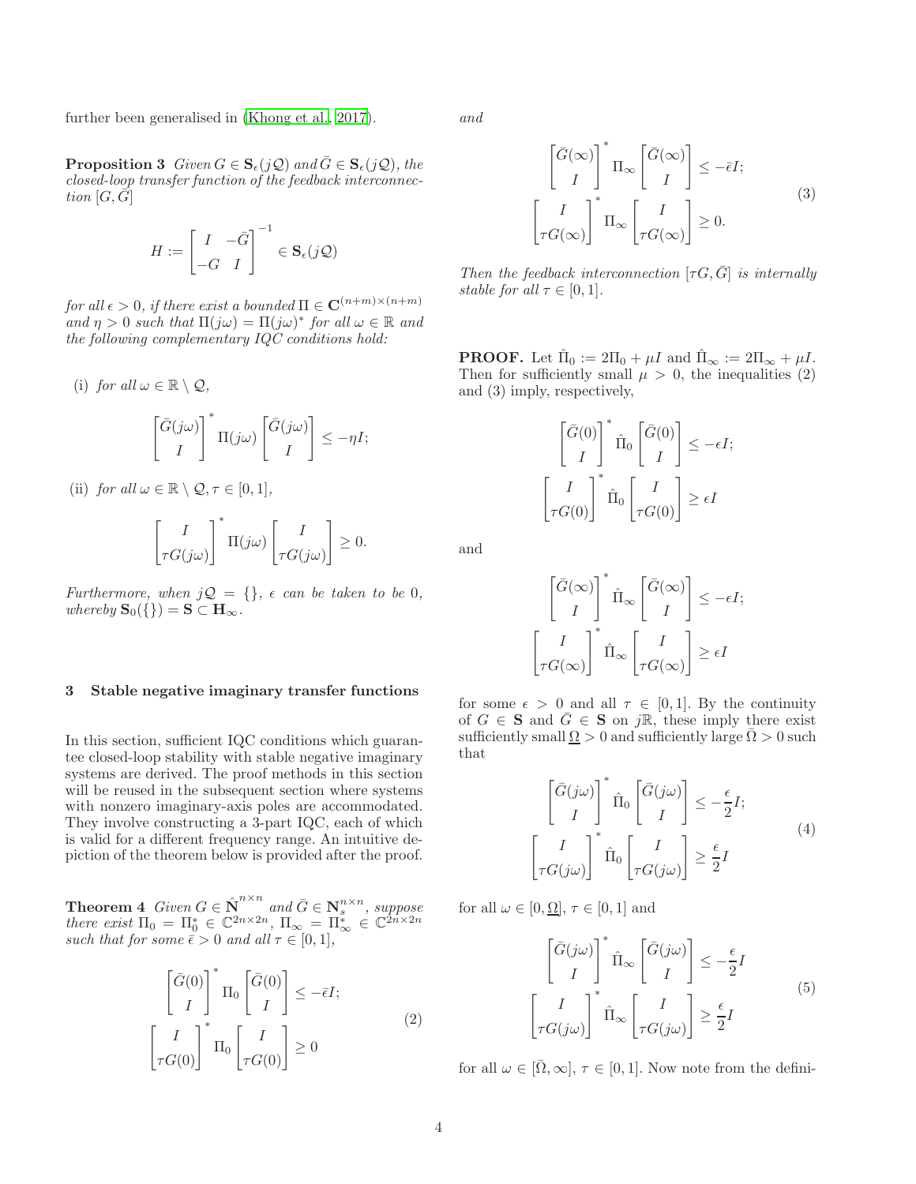further been generalised in (Khong et al., 2017).

**Proposition 3** *Given $G \in \mathbf{S}_\epsilon(j\mathcal{Q})$ and $\bar{G} \in \mathbf{S}_\epsilon(j\mathcal{Q})$, the closed-loop transfer function of the feedback interconnection $[G, \bar{G}]$*

$$H := \begin{bmatrix} I & -\bar{G} \\ -G & I \end{bmatrix}^{-1} \in \mathbf{S}_\epsilon(j\mathcal{Q})$$

*for all $\epsilon > 0$, if there exist a bounded $\Pi \in \mathbf{C}^{(n+m)\times(n+m)}$ and $\eta > 0$ such that $\Pi(j\omega) = \Pi(j\omega)^*$ for all $\omega \in \mathbb{R}$ and the following complementary IQC conditions hold:*

(i) *for all $\omega \in \mathbb{R} \setminus \mathcal{Q}$,*

$$\begin{bmatrix} \bar{G}(j\omega) \\ I \end{bmatrix}^* \Pi(j\omega) \begin{bmatrix} \bar{G}(j\omega) \\ I \end{bmatrix} \le -\eta I;$$

(ii) *for all $\omega \in \mathbb{R} \setminus \mathcal{Q}, \tau \in [0, 1]$,*

$$\begin{bmatrix} I \\ \tau G(j\omega) \end{bmatrix}^* \Pi(j\omega) \begin{bmatrix} I \\ \tau G(j\omega) \end{bmatrix} \ge 0.$$

*Furthermore, when $j\mathcal{Q} = \{\}$, $\epsilon$ can be taken to be 0, whereby $\mathbf{S}_0(\{\}) = \mathbf{S} \subset \mathbf{H}_\infty$.*

## 3 Stable negative imaginary transfer functions

In this section, sufficient IQC conditions which guarantee closed-loop stability with stable negative imaginary systems are derived. The proof methods in this section will be reused in the subsequent section where systems with nonzero imaginary-axis poles are accommodated. They involve constructing a 3-part IQC, each of which is valid for a different frequency range. An intuitive depiction of the theorem below is provided after the proof.

**Theorem 4** *Given $G \in \hat{\mathbf{N}}^{n\times n}$ and $\bar{G} \in \mathbf{N}_s^{n\times n}$, suppose there exist $\Pi_0 = \Pi_0^* \in \mathbb{C}^{2n\times 2n}$, $\Pi_\infty = \Pi_\infty^* \in \mathbb{C}^{2n\times 2n}$ such that for some $\bar{\epsilon} > 0$ and all $\tau \in [0, 1]$,*

$$\begin{aligned} \begin{bmatrix} \bar{G}(0) \\ I \end{bmatrix}^* \Pi_0 \begin{bmatrix} \bar{G}(0) \\ I \end{bmatrix} &\le -\bar{\epsilon} I; \\ \begin{bmatrix} I \\ \tau G(0) \end{bmatrix}^* \Pi_0 \begin{bmatrix} I \\ \tau G(0) \end{bmatrix} &\ge 0 \end{aligned} \tag{2}$$

*and*

$$\begin{aligned} \begin{bmatrix} \bar{G}(\infty) \\ I \end{bmatrix}^* \Pi_\infty \begin{bmatrix} \bar{G}(\infty) \\ I \end{bmatrix} &\le -\bar{\epsilon} I; \\ \begin{bmatrix} I \\ \tau G(\infty) \end{bmatrix}^* \Pi_\infty \begin{bmatrix} I \\ \tau G(\infty) \end{bmatrix} &\ge 0. \end{aligned} \tag{3}$$

*Then the feedback interconnection $[\tau G, \bar{G}]$ is internally stable for all $\tau \in [0, 1]$.*

**PROOF.** Let $\hat{\Pi}_0 := 2\Pi_0 + \mu I$ and $\hat{\Pi}_\infty := 2\Pi_\infty + \mu I$. Then for sufficiently small $\mu > 0$, the inequalities (2) and (3) imply, respectively,

$$\begin{aligned} \begin{bmatrix} \bar{G}(0) \\ I \end{bmatrix}^* \hat{\Pi}_0 \begin{bmatrix} \bar{G}(0) \\ I \end{bmatrix} &\le -\epsilon I; \\ \begin{bmatrix} I \\ \tau G(0) \end{bmatrix}^* \hat{\Pi}_0 \begin{bmatrix} I \\ \tau G(0) \end{bmatrix} &\ge \epsilon I \end{aligned}$$

and

$$\begin{aligned} \begin{bmatrix} \bar{G}(\infty) \\ I \end{bmatrix}^* \hat{\Pi}_\infty \begin{bmatrix} \bar{G}(\infty) \\ I \end{bmatrix} &\le -\epsilon I; \\ \begin{bmatrix} I \\ \tau G(\infty) \end{bmatrix}^* \hat{\Pi}_\infty \begin{bmatrix} I \\ \tau G(\infty) \end{bmatrix} &\ge \epsilon I \end{aligned}$$

for some $\epsilon > 0$ and all $\tau \in [0, 1]$. By the continuity of $G \in \mathbf{S}$ and $\bar{G} \in \mathbf{S}$ on $j\mathbb{R}$, these imply there exist sufficiently small $\underline{\Omega} > 0$ and sufficiently large $\bar{\Omega} > 0$ such that

$$\begin{aligned} \begin{bmatrix} \bar{G}(j\omega) \\ I \end{bmatrix}^* \hat{\Pi}_0 \begin{bmatrix} \bar{G}(j\omega) \\ I \end{bmatrix} &\le -\frac{\epsilon}{2} I; \\ \begin{bmatrix} I \\ \tau G(j\omega) \end{bmatrix}^* \hat{\Pi}_0 \begin{bmatrix} I \\ \tau G(j\omega) \end{bmatrix} &\ge \frac{\epsilon}{2} I \end{aligned} \tag{4}$$

for all $\omega \in [0, \underline{\Omega}]$, $\tau \in [0, 1]$ and

$$\begin{aligned} \begin{bmatrix} \bar{G}(j\omega) \\ I \end{bmatrix}^* \hat{\Pi}_\infty \begin{bmatrix} \bar{G}(j\omega) \\ I \end{bmatrix} &\le -\frac{\epsilon}{2} I \\ \begin{bmatrix} I \\ \tau G(j\omega) \end{bmatrix}^* \hat{\Pi}_\infty \begin{bmatrix} I \\ \tau G(j\omega) \end{bmatrix} &\ge \frac{\epsilon}{2} I \end{aligned} \tag{5}$$

for all $\omega \in [\bar{\Omega}, \infty]$, $\tau \in [0, 1]$. Now note from the defini-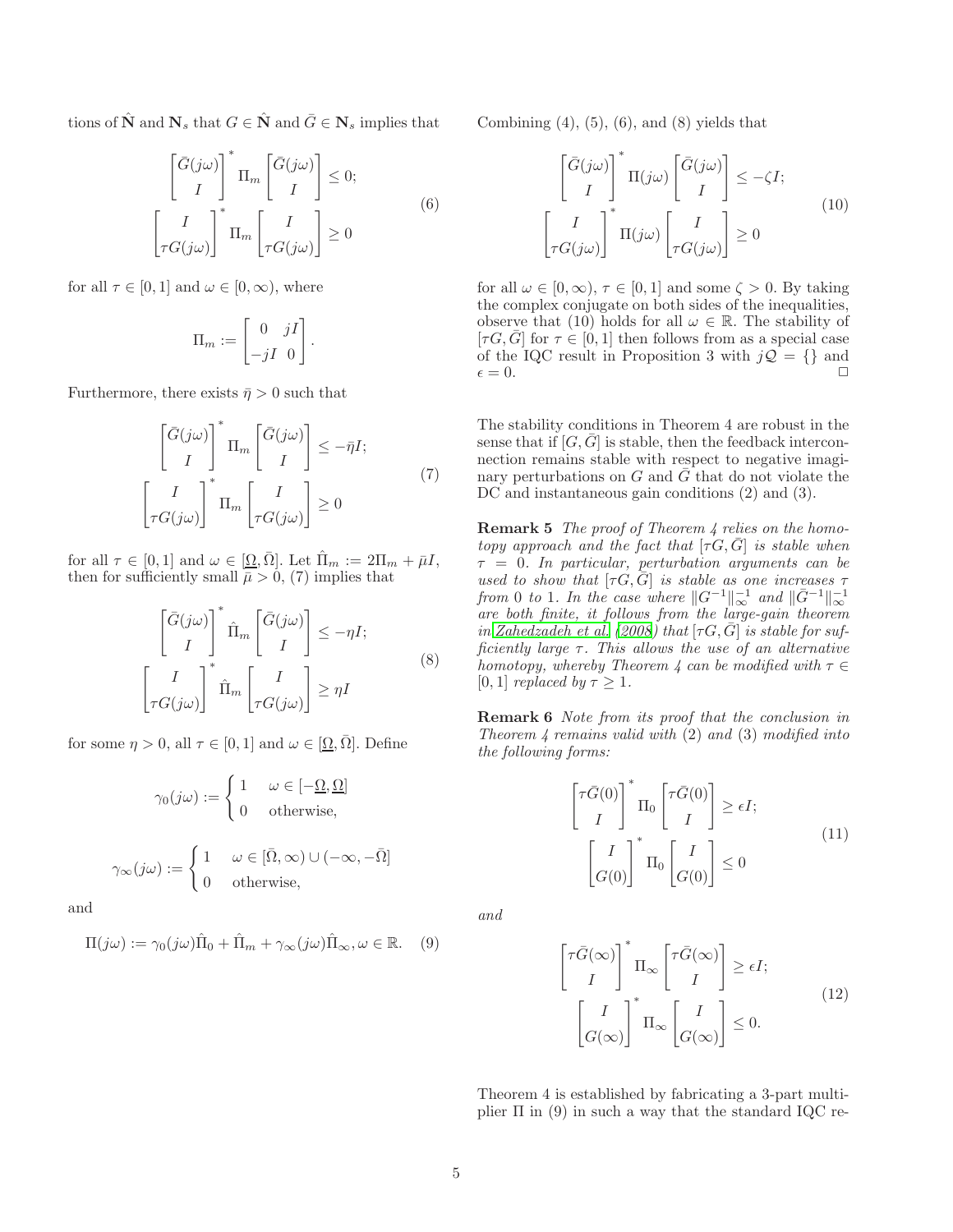tions of $\hat{\mathbf{N}}$ and $\mathbf{N}_s$ that $G \in \hat{\mathbf{N}}$ and $\bar{G} \in \mathbf{N}_s$ implies that

$$\begin{bmatrix} \bar{G}(j\omega) \\ I \end{bmatrix}^* \Pi_m \begin{bmatrix} \bar{G}(j\omega) \\ I \end{bmatrix} \leq 0;$$
$$\begin{bmatrix} I \\ \tau G(j\omega) \end{bmatrix}^* \Pi_m \begin{bmatrix} I \\ \tau G(j\omega) \end{bmatrix} \geq 0 \tag{6}$$

for all $\tau \in [0,1]$ and $\omega \in [0,\infty)$, where

$$\Pi_m := \begin{bmatrix} 0 & jI \\ -jI & 0 \end{bmatrix}.$$

Furthermore, there exists $\bar{\eta} > 0$ such that

$$\begin{bmatrix} \bar{G}(j\omega) \\ I \end{bmatrix}^* \Pi_m \begin{bmatrix} \bar{G}(j\omega) \\ I \end{bmatrix} \leq -\bar{\eta} I;$$
$$\begin{bmatrix} I \\ \tau G(j\omega) \end{bmatrix}^* \Pi_m \begin{bmatrix} I \\ \tau G(j\omega) \end{bmatrix} \geq 0 \tag{7}$$

for all $\tau \in [0,1]$ and $\omega \in [\underline{\Omega}, \bar{\Omega}]$. Let $\hat{\Pi}_m := 2\Pi_m + \bar{\mu} I$, then for sufficiently small $\bar{\mu} > 0$, (7) implies that

$$\begin{bmatrix} \bar{G}(j\omega) \\ I \end{bmatrix}^* \hat{\Pi}_m \begin{bmatrix} \bar{G}(j\omega) \\ I \end{bmatrix} \leq -\eta I;$$
$$\begin{bmatrix} I \\ \tau G(j\omega) \end{bmatrix}^* \hat{\Pi}_m \begin{bmatrix} I \\ \tau G(j\omega) \end{bmatrix} \geq \eta I \tag{8}$$

for some $\eta > 0$, all $\tau \in [0,1]$ and $\omega \in [\underline{\Omega}, \bar{\Omega}]$. Define

$$\gamma_0(j\omega) := \begin{cases} 1 & \omega \in [-\underline{\Omega}, \underline{\Omega}] \\ 0 & \text{otherwise,} \end{cases}$$

$$\gamma_\infty(j\omega) := \begin{cases} 1 & \omega \in [\bar{\Omega}, \infty) \cup (-\infty, -\bar{\Omega}] \\ 0 & \text{otherwise,} \end{cases}$$

and

$$\Pi(j\omega) := \gamma_0(j\omega)\hat{\Pi}_0 + \hat{\Pi}_m + \gamma_\infty(j\omega)\hat{\Pi}_\infty, \omega \in \mathbb{R}. \tag{9}$$

Combining (4), (5), (6), and (8) yields that

$$\begin{bmatrix} \bar{G}(j\omega) \\ I \end{bmatrix}^* \Pi(j\omega) \begin{bmatrix} \bar{G}(j\omega) \\ I \end{bmatrix} \leq -\zeta I;$$
$$\begin{bmatrix} I \\ \tau G(j\omega) \end{bmatrix}^* \Pi(j\omega) \begin{bmatrix} I \\ \tau G(j\omega) \end{bmatrix} \geq 0 \tag{10}$$

for all $\omega \in [0,\infty)$, $\tau \in [0,1]$ and some $\zeta > 0$. By taking the complex conjugate on both sides of the inequalities, observe that (10) holds for all $\omega \in \mathbb{R}$. The stability of $[\tau G, \bar{G}]$ for $\tau \in [0,1]$ then follows from as a special case of the IQC result in Proposition 3 with $j\mathcal{Q} = \{\}$ and $\epsilon = 0$. □

The stability conditions in Theorem 4 are robust in the sense that if $[G, \bar{G}]$ is stable, then the feedback interconnection remains stable with respect to negative imaginary perturbations on $G$ and $\bar{G}$ that do not violate the DC and instantaneous gain conditions (2) and (3).

**Remark 5** *The proof of Theorem 4 relies on the homotopy approach and the fact that $[\tau G, \bar{G}]$ is stable when $\tau = 0$. In particular, perturbation arguments can be used to show that $[\tau G, \bar{G}]$ is stable as one increases $\tau$ from 0 to 1. In the case where $\|G^{-1}\|_\infty^{-1}$ and $\|\bar{G}^{-1}\|_\infty^{-1}$ are both finite, it follows from the large-gain theorem in Zahedzadeh et al. (2008) that $[\tau G, \bar{G}]$ is stable for sufficiently large $\tau$. This allows the use of an alternative homotopy, whereby Theorem 4 can be modified with $\tau \in [0,1]$ replaced by $\tau \geq 1$.*

**Remark 6** *Note from its proof that the conclusion in Theorem 4 remains valid with (2) and (3) modified into the following forms:*

$$\begin{bmatrix} \tau\bar{G}(0) \\ I \end{bmatrix}^* \Pi_0 \begin{bmatrix} \tau\bar{G}(0) \\ I \end{bmatrix} \geq \epsilon I;$$
$$\begin{bmatrix} I \\ G(0) \end{bmatrix}^* \Pi_0 \begin{bmatrix} I \\ G(0) \end{bmatrix} \leq 0 \tag{11}$$

*and*

$$\begin{bmatrix} \tau\bar{G}(\infty) \\ I \end{bmatrix}^* \Pi_\infty \begin{bmatrix} \tau\bar{G}(\infty) \\ I \end{bmatrix} \geq \epsilon I;$$
$$\begin{bmatrix} I \\ G(\infty) \end{bmatrix}^* \Pi_\infty \begin{bmatrix} I \\ G(\infty) \end{bmatrix} \leq 0. \tag{12}$$

Theorem 4 is established by fabricating a 3-part multiplier $\Pi$ in (9) in such a way that the standard IQC re-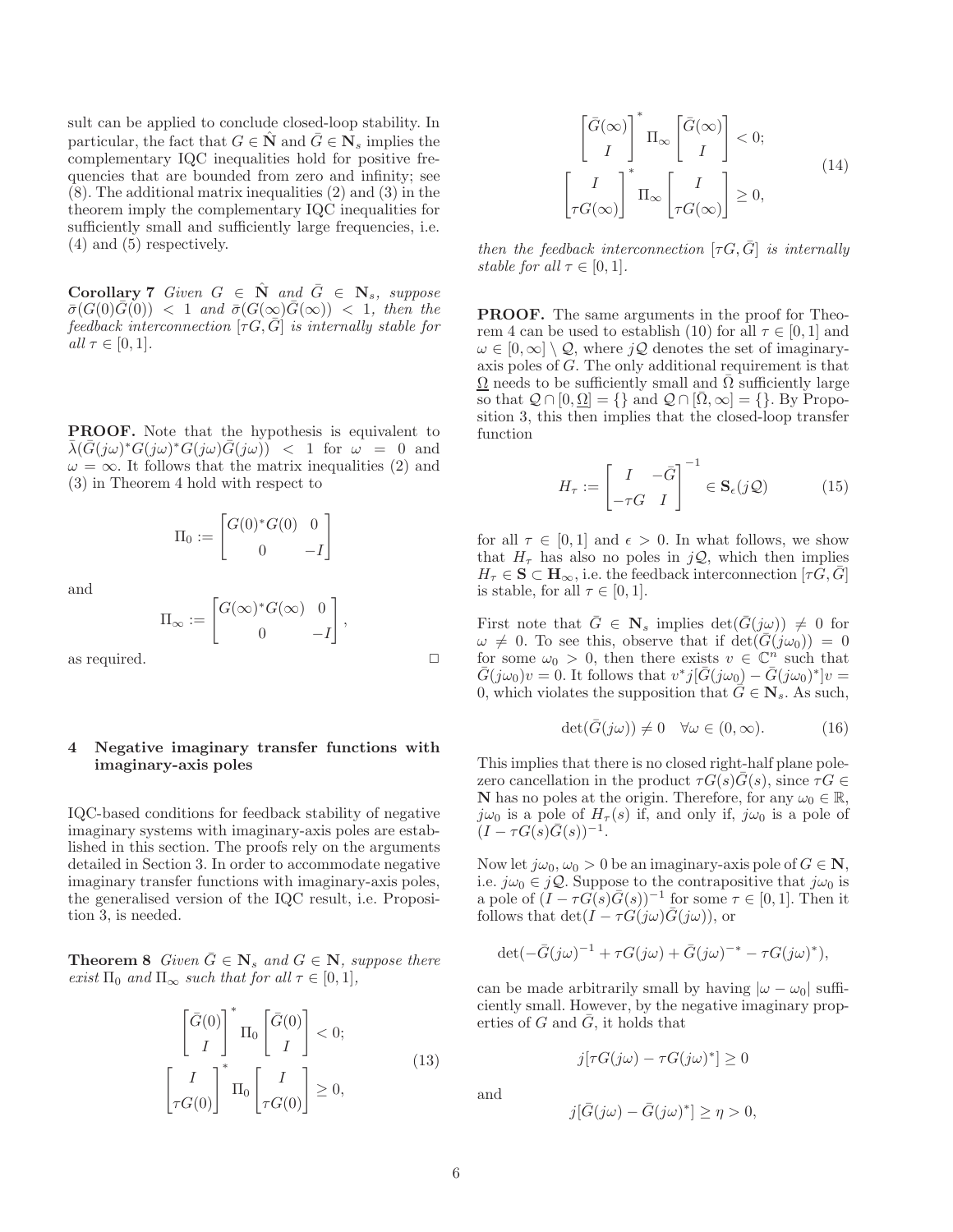sult can be applied to conclude closed-loop stability. In particular, the fact that $G \in \hat{\mathbf{N}}$ and $\bar{G} \in \mathbf{N}_s$ implies the complementary IQC inequalities hold for positive frequencies that are bounded from zero and infinity; see (8). The additional matrix inequalities (2) and (3) in the theorem imply the complementary IQC inequalities for sufficiently small and sufficiently large frequencies, i.e. (4) and (5) respectively.

**Corollary 7** *Given $G \in \hat{\mathbf{N}}$ and $\bar{G} \in \mathbf{N}_s$, suppose $\bar{\sigma}(G(0)\bar{G}(0)) < 1$ and $\bar{\sigma}(G(\infty)\bar{G}(\infty)) < 1$, then the feedback interconnection $[\tau G, \bar{G}]$ is internally stable for all $\tau \in [0, 1]$.*

**PROOF.** Note that the hypothesis is equivalent to $\bar{\lambda}(\bar{G}(j\omega)^* G(j\omega)^* G(j\omega)\bar{G}(j\omega)) < 1$ for $\omega = 0$ and $\omega = \infty$. It follows that the matrix inequalities (2) and (3) in Theorem 4 hold with respect to

$$\Pi_0 := \begin{bmatrix} G(0)^* G(0) & 0 \\ 0 & -I \end{bmatrix}$$

and

$$\Pi_\infty := \begin{bmatrix} G(\infty)^* G(\infty) & 0 \\ 0 & -I \end{bmatrix},$$

as required. $\square$

## 4 Negative imaginary transfer functions with imaginary-axis poles

IQC-based conditions for feedback stability of negative imaginary systems with imaginary-axis poles are established in this section. The proofs rely on the arguments detailed in Section 3. In order to accommodate negative imaginary transfer functions with imaginary-axis poles, the generalised version of the IQC result, i.e. Proposition 3, is needed.

**Theorem 8** *Given $\bar{G} \in \mathbf{N}_s$ and $G \in \mathbf{N}$, suppose there exist $\Pi_0$ and $\Pi_\infty$ such that for all $\tau \in [0, 1]$,*

$$\begin{gathered} \begin{bmatrix} \bar{G}(0) \\ I \end{bmatrix}^* \Pi_0 \begin{bmatrix} \bar{G}(0) \\ I \end{bmatrix} < 0; \\ \begin{bmatrix} I \\ \tau G(0) \end{bmatrix}^* \Pi_0 \begin{bmatrix} I \\ \tau G(0) \end{bmatrix} \geq 0, \end{gathered} \tag{13}$$

$$\begin{gathered} \begin{bmatrix} \bar{G}(\infty) \\ I \end{bmatrix}^* \Pi_\infty \begin{bmatrix} \bar{G}(\infty) \\ I \end{bmatrix} < 0; \\ \begin{bmatrix} I \\ \tau G(\infty) \end{bmatrix}^* \Pi_\infty \begin{bmatrix} I \\ \tau G(\infty) \end{bmatrix} \geq 0, \end{gathered} \tag{14}$$

*then the feedback interconnection $[\tau G, \bar{G}]$ is internally stable for all $\tau \in [0, 1]$.*

**PROOF.** The same arguments in the proof for Theorem 4 can be used to establish (10) for all $\tau \in [0, 1]$ and $\omega \in [0, \infty] \setminus \mathcal{Q}$, where $j\mathcal{Q}$ denotes the set of imaginary-axis poles of $G$. The only additional requirement is that $\underline{\Omega}$ needs to be sufficiently small and $\bar{\Omega}$ sufficiently large so that $\mathcal{Q} \cap [0, \underline{\Omega}] = \{\}$ and $\mathcal{Q} \cap [\bar{\Omega}, \infty] = \{\}$. By Proposition 3, this then implies that the closed-loop transfer function

$$H_\tau := \begin{bmatrix} I & -\bar{G} \\ -\tau G & I \end{bmatrix}^{-1} \in \mathbf{S}_\epsilon(j\mathcal{Q}) \tag{15}$$

for all $\tau \in [0, 1]$ and $\epsilon > 0$. In what follows, we show that $H_\tau$ has also no poles in $j\mathcal{Q}$, which then implies $H_\tau \in \mathbf{S} \subset \mathbf{H}_\infty$, i.e. the feedback interconnection $[\tau G, \bar{G}]$ is stable, for all $\tau \in [0, 1]$.

First note that $\bar{G} \in \mathbf{N}_s$ implies $\det(\bar{G}(j\omega)) \neq 0$ for $\omega \neq 0$. To see this, observe that if $\det(\bar{G}(j\omega_0)) = 0$ for some $\omega_0 > 0$, then there exists $v \in \mathbb{C}^n$ such that $\bar{G}(j\omega_0)v = 0$. It follows that $v^* j[\bar{G}(j\omega_0) - \bar{G}(j\omega_0)^*]v = 0$, which violates the supposition that $\bar{G} \in \mathbf{N}_s$. As such,

$$\det(\bar{G}(j\omega)) \neq 0 \quad \forall \omega \in (0, \infty). \tag{16}$$

This implies that there is no closed right-half plane pole-zero cancellation in the product $\tau G(s)\bar{G}(s)$, since $\tau G \in \mathbf{N}$ has no poles at the origin. Therefore, for any $\omega_0 \in \mathbb{R}$, $j\omega_0$ is a pole of $H_\tau(s)$ if, and only if, $j\omega_0$ is a pole of $(I - \tau G(s)\bar{G}(s))^{-1}$.

Now let $j\omega_0, \omega_0 > 0$ be an imaginary-axis pole of $G \in \mathbf{N}$, i.e. $j\omega_0 \in j\mathcal{Q}$. Suppose to the contrapositive that $j\omega_0$ is a pole of $(I - \tau G(s)\bar{G}(s))^{-1}$ for some $\tau \in [0, 1]$. Then it follows that $\det(I - \tau G(j\omega)\bar{G}(j\omega))$, or

$$\det(-\bar{G}(j\omega)^{-1} + \tau G(j\omega) + \bar{G}(j\omega)^{-*} - \tau G(j\omega)^*),$$

can be made arbitrarily small by having $|\omega - \omega_0|$ sufficiently small. However, by the negative imaginary properties of $G$ and $\bar{G}$, it holds that

$$j[\tau G(j\omega) - \tau G(j\omega)^*] \geq 0$$

and

$$j[\bar{G}(j\omega) - \bar{G}(j\omega)^*] \geq \eta > 0,$$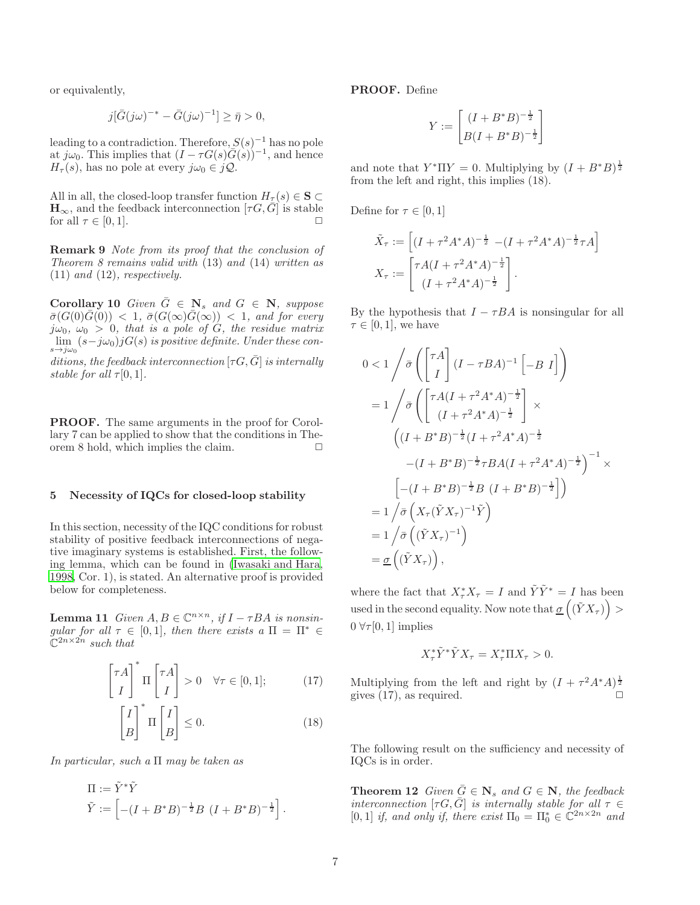or equivalently,

$$j[\bar{G}(j\omega)^{-*} - \bar{G}(j\omega)^{-1}] \geq \bar{\eta} > 0,$$

leading to a contradiction. Therefore, $S(s)^{-1}$ has no pole at $j\omega_0$. This implies that $(I - \tau G(s)\bar{G}(s))^{-1}$, and hence $H_\tau(s)$, has no pole at every $j\omega_0 \in j\mathcal{Q}$.

All in all, the closed-loop transfer function $H_\tau(s) \in \mathbf{S} \subset \mathbf{H}_\infty$, and the feedback interconnection $[\tau G, \bar{G}]$ is stable for all $\tau \in [0, 1]$. □

**Remark 9** *Note from its proof that the conclusion of Theorem 8 remains valid with* (13) *and* (14) *written as* (11) *and* (12)*, respectively.*

**Corollary 10** *Given $\bar{G} \in \mathbf{N}_s$ and $G \in \mathbf{N}$, suppose $\bar{\sigma}(G(0)\bar{G}(0)) < 1$, $\bar{\sigma}(G(\infty)\bar{G}(\infty)) < 1$, and for every $j\omega_0$, $\omega_0 > 0$, that is a pole of $G$, the residue matrix $\lim_{s \to j\omega_0} (s - j\omega_0) jG(s)$ is positive definite. Under these conditions, the feedback interconnection $[\tau G, \bar{G}]$ is internally stable for all $\tau[0, 1]$.*

**PROOF.** The same arguments in the proof for Corollary 7 can be applied to show that the conditions in Theorem 8 hold, which implies the claim. □

## 5 Necessity of IQCs for closed-loop stability

In this section, necessity of the IQC conditions for robust stability of positive feedback interconnections of negative imaginary systems is established. First, the following lemma, which can be found in (Iwasaki and Hara, 1998, Cor. 1), is stated. An alternative proof is provided below for completeness.

**Lemma 11** *Given $A, B \in \mathbb{C}^{n \times n}$, if $I - \tau BA$ is nonsingular for all $\tau \in [0, 1]$, then there exists a $\Pi = \Pi^* \in \mathbb{C}^{2n \times 2n}$ such that*

$$\begin{bmatrix} \tau A \\ I \end{bmatrix}^* \Pi \begin{bmatrix} \tau A \\ I \end{bmatrix} > 0 \quad \forall \tau \in [0, 1]; \tag{17}$$

$$\begin{bmatrix} I \\ B \end{bmatrix}^* \Pi \begin{bmatrix} I \\ B \end{bmatrix} \leq 0. \tag{18}$$

*In particular, such a $\Pi$ may be taken as*

$$\Pi := \tilde{Y}^* \tilde{Y}$$
$$\tilde{Y} := \begin{bmatrix} -(I + B^*B)^{-\frac{1}{2}} B & (I + B^*B)^{-\frac{1}{2}} \end{bmatrix}.$$

**PROOF.** Define

$$Y := \begin{bmatrix} (I + B^*B)^{-\frac{1}{2}} \\ B(I + B^*B)^{-\frac{1}{2}} \end{bmatrix}$$

and note that $Y^* \Pi Y = 0$. Multiplying by $(I + B^*B)^{\frac{1}{2}}$ from the left and right, this implies (18).

Define for $\tau \in [0, 1]$

$$\tilde{X}_\tau := \begin{bmatrix} (I + \tau^2 A^*A)^{-\frac{1}{2}} & -(I + \tau^2 A^*A)^{-\frac{1}{2}} \tau A \end{bmatrix}$$
$$X_\tau := \begin{bmatrix} \tau A(I + \tau^2 A^*A)^{-\frac{1}{2}} \\ (I + \tau^2 A^*A)^{-\frac{1}{2}} \end{bmatrix}.$$

By the hypothesis that $I - \tau BA$ is nonsingular for all $\tau \in [0, 1]$, we have

$$\begin{aligned}
0 &< 1 \Big/ \bar{\sigma}\left( \begin{bmatrix} \tau A \\ I \end{bmatrix} (I - \tau BA)^{-1} \begin{bmatrix} -B & I \end{bmatrix} \right) \\
&= 1 \Big/ \bar{\sigma}\left( \begin{bmatrix} \tau A(I + \tau^2 A^*A)^{-\frac{1}{2}} \\ (I + \tau^2 A^*A)^{-\frac{1}{2}} \end{bmatrix} \times \right. \\
&\qquad \Big( (I + B^*B)^{-\frac{1}{2}} (I + \tau^2 A^*A)^{-\frac{1}{2}} \\
&\qquad\quad - (I + B^*B)^{-\frac{1}{2}} \tau BA (I + \tau^2 A^*A)^{-\frac{1}{2}} \Big)^{-1} \times \\
&\qquad \left. \begin{bmatrix} -(I + B^*B)^{-\frac{1}{2}} B & (I + B^*B)^{-\frac{1}{2}} \end{bmatrix} \right) \\
&= 1 \Big/ \bar{\sigma}\left( X_\tau (\tilde{Y} X_\tau)^{-1} \tilde{Y} \right) \\
&= 1 \Big/ \bar{\sigma}\left( (\tilde{Y} X_\tau)^{-1} \right) \\
&= \underline{\sigma}\left( (\tilde{Y} X_\tau) \right),
\end{aligned}$$

where the fact that $X_\tau^* X_\tau = I$ and $\tilde{Y}\tilde{Y}^* = I$ has been used in the second equality. Now note that $\underline{\sigma}\left( (\tilde{Y} X_\tau) \right) > 0 \ \forall \tau [0, 1]$ implies

$$X_\tau^* \tilde{Y}^* \tilde{Y} X_\tau = X_\tau^* \Pi X_\tau > 0.$$

Multiplying from the left and right by $(I + \tau^2 A^*A)^{\frac{1}{2}}$ gives (17), as required. □

The following result on the sufficiency and necessity of IQCs is in order.

**Theorem 12** *Given $\bar{G} \in \mathbf{N}_s$ and $G \in \mathbf{N}$, the feedback interconnection $[\tau G, \bar{G}]$ is internally stable for all $\tau \in [0, 1]$ if, and only if, there exist $\Pi_0 = \Pi_0^* \in \mathbb{C}^{2n \times 2n}$ and*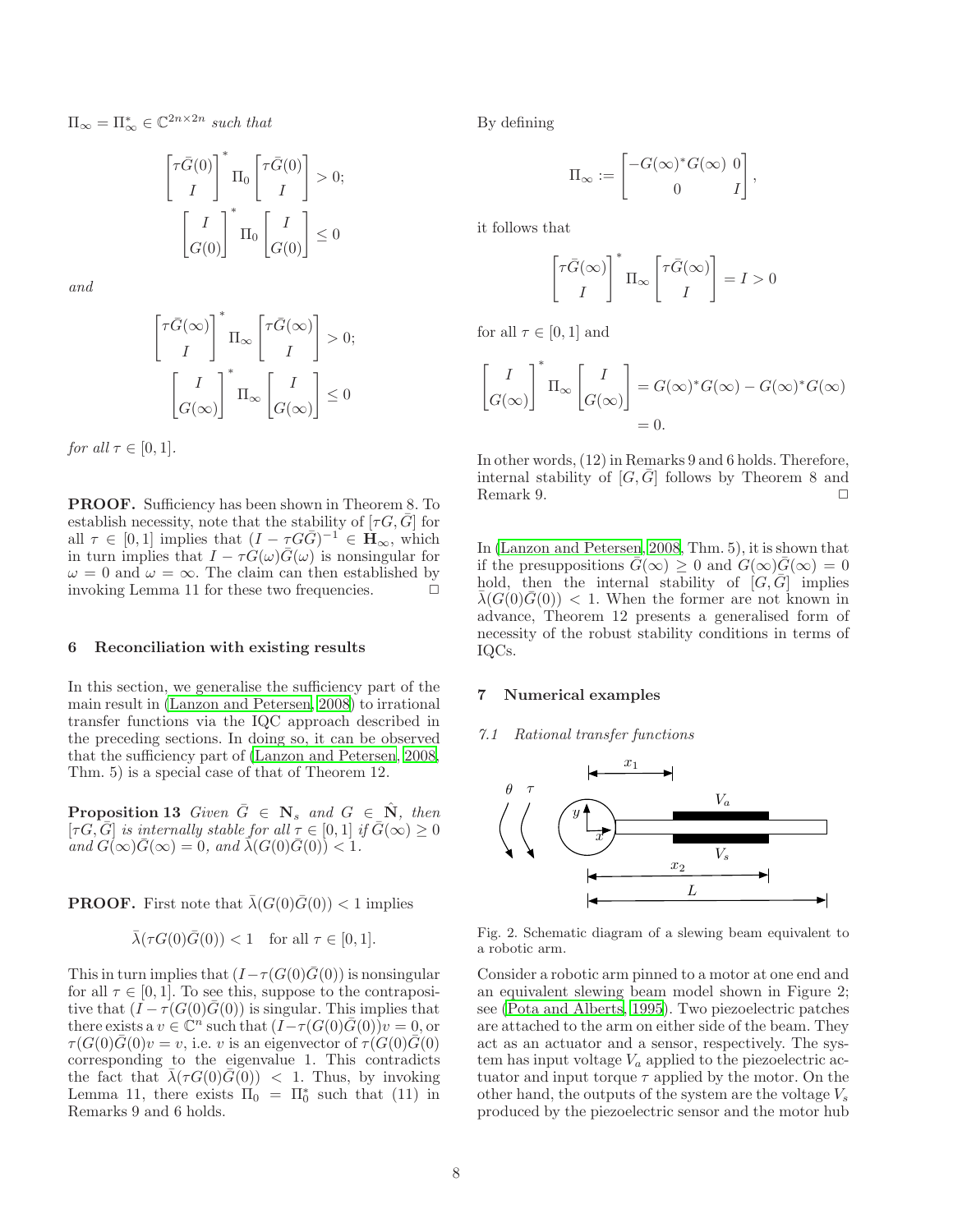$\Pi_\infty = \Pi_\infty^* \in \mathbb{C}^{2n\times 2n}$ *such that*

$$\begin{bmatrix}\tau\bar{G}(0)\\ I\end{bmatrix}^* \Pi_0 \begin{bmatrix}\tau\bar{G}(0)\\ I\end{bmatrix} > 0;$$

$$\begin{bmatrix} I\\ G(0)\end{bmatrix}^* \Pi_0 \begin{bmatrix} I\\ G(0)\end{bmatrix} \leq 0$$

*and*

$$\begin{bmatrix}\tau\bar{G}(\infty)\\ I\end{bmatrix}^* \Pi_\infty \begin{bmatrix}\tau\bar{G}(\infty)\\ I\end{bmatrix} > 0;$$

$$\begin{bmatrix} I\\ G(\infty)\end{bmatrix}^* \Pi_\infty \begin{bmatrix} I\\ G(\infty)\end{bmatrix} \leq 0$$

*for all* $\tau \in [0, 1]$.

**PROOF.** Sufficiency has been shown in Theorem 8. To establish necessity, note that the stability of $[\tau G, \bar{G}]$ for all $\tau \in [0, 1]$ implies that $(I - \tau G\bar{G})^{-1} \in \mathbf{H}_\infty$, which in turn implies that $I - \tau G(\omega)\bar{G}(\omega)$ is nonsingular for $\omega = 0$ and $\omega = \infty$. The claim can then established by invoking Lemma 11 for these two frequencies. □

## 6 Reconciliation with existing results

In this section, we generalise the sufficiency part of the main result in (Lanzon and Petersen, 2008) to irrational transfer functions via the IQC approach described in the preceding sections. In doing so, it can be observed that the sufficiency part of (Lanzon and Petersen, 2008, Thm. 5) is a special case of that of Theorem 12.

**Proposition 13** *Given* $\bar{G} \in \mathbf{N}_s$ *and* $G \in \hat{\mathbf{N}}$, *then* $[\tau G, \bar{G}]$ *is internally stable for all* $\tau \in [0, 1]$ *if* $\bar{G}(\infty) \geq 0$ *and* $G(\infty)\bar{G}(\infty) = 0$, *and* $\bar{\lambda}(G(0)\bar{G}(0)) < 1$.

**PROOF.** First note that $\bar{\lambda}(G(0)\bar{G}(0)) < 1$ implies

$$\bar{\lambda}(\tau G(0)\bar{G}(0)) < 1 \quad \text{for all } \tau \in [0, 1].$$

This in turn implies that $(I - \tau(G(0)\bar{G}(0))$ is nonsingular for all $\tau \in [0, 1]$. To see this, suppose to the contrapositive that $(I - \tau(G(0)\bar{G}(0))$ is singular. This implies that there exists a $v \in \mathbb{C}^n$ such that $(I - \tau(G(0)\bar{G}(0))v = 0$, or $\tau(G(0)\bar{G}(0)v = v$, i.e. $v$ is an eigenvector of $\tau(G(0)\bar{G}(0)$ corresponding to the eigenvalue 1. This contradicts the fact that $\bar{\lambda}(\tau G(0)\bar{G}(0)) < 1$. Thus, by invoking Lemma 11, there exists $\Pi_0 = \Pi_0^*$ such that (11) in Remarks 9 and 6 holds.

By defining

$$\Pi_\infty := \begin{bmatrix} -G(\infty)^* G(\infty) & 0\\ 0 & I\end{bmatrix},$$

it follows that

$$\begin{bmatrix}\tau\bar{G}(\infty)\\ I\end{bmatrix}^* \Pi_\infty \begin{bmatrix}\tau\bar{G}(\infty)\\ I\end{bmatrix} = I > 0$$

for all $\tau \in [0, 1]$ and

$$\begin{aligned}\begin{bmatrix} I\\ G(\infty)\end{bmatrix}^* \Pi_\infty \begin{bmatrix} I\\ G(\infty)\end{bmatrix} &= G(\infty)^* G(\infty) - G(\infty)^* G(\infty)\\ &= 0.\end{aligned}$$

In other words, (12) in Remarks 9 and 6 holds. Therefore, internal stability of $[G, \bar{G}]$ follows by Theorem 8 and Remark 9. □

In (Lanzon and Petersen, 2008, Thm. 5), it is shown that if the presuppositions $\bar{G}(\infty) \geq 0$ and $G(\infty)\bar{G}(\infty) = 0$ hold, then the internal stability of $[G, \bar{G}]$ implies $\bar{\lambda}(G(0)\bar{G}(0)) < 1$. When the former are not known in advance, Theorem 12 presents a generalised form of necessity of the robust stability conditions in terms of IQCs.

## 7 Numerical examples

### 7.1 Rational transfer functions

Fig. 2. Schematic diagram of a slewing beam equivalent to a robotic arm.

Consider a robotic arm pinned to a motor at one end and an equivalent slewing beam model shown in Figure 2; see (Pota and Alberts, 1995). Two piezoelectric patches are attached to the arm on either side of the beam. They act as an actuator and a sensor, respectively. The system has input voltage $V_a$ applied to the piezoelectric actuator and input torque $\tau$ applied by the motor. On the other hand, the outputs of the system are the voltage $V_s$ produced by the piezoelectric sensor and the motor hub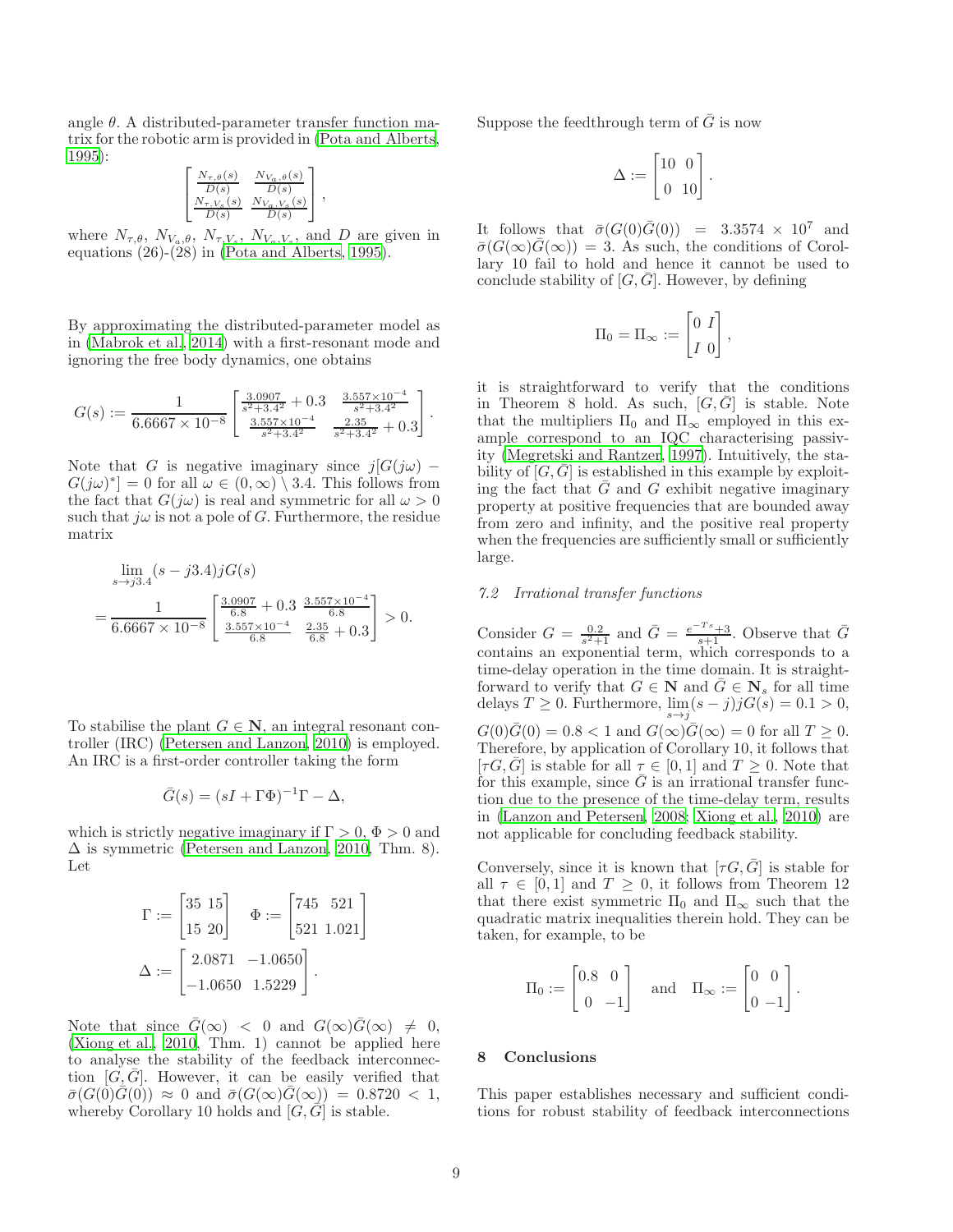angle $\theta$. A distributed-parameter transfer function matrix for the robotic arm is provided in (Pota and Alberts, 1995):

$$\begin{bmatrix} \frac{N_{\tau,\theta}(s)}{D(s)} & \frac{N_{V_a,\theta}(s)}{D(s)} \\ \frac{N_{\tau,V_s}(s)}{D(s)} & \frac{N_{V_a,V_s}(s)}{D(s)} \end{bmatrix},$$

where $N_{\tau,\theta}$, $N_{V_a,\theta}$, $N_{\tau,V_s}$, $N_{V_a,V_s}$, and $D$ are given in equations (26)-(28) in (Pota and Alberts, 1995).

By approximating the distributed-parameter model as in (Mabrok et al., 2014) with a first-resonant mode and ignoring the free body dynamics, one obtains

$$G(s) := \frac{1}{6.6667 \times 10^{-8}} \begin{bmatrix} \frac{3.0907}{s^2+3.4^2} + 0.3 & \frac{3.557\times10^{-4}}{s^2+3.4^2} \\ \frac{3.557\times10^{-4}}{s^2+3.4^2} & \frac{2.35}{s^2+3.4^2} + 0.3 \end{bmatrix}.$$

Note that $G$ is negative imaginary since $j[G(j\omega) - G(j\omega)^*] = 0$ for all $\omega \in (0,\infty) \setminus 3.4$. This follows from the fact that $G(j\omega)$ is real and symmetric for all $\omega > 0$ such that $j\omega$ is not a pole of $G$. Furthermore, the residue matrix

$$\begin{aligned} &\lim_{s\to j3.4} (s - j3.4) jG(s) \\ &= \frac{1}{6.6667 \times 10^{-8}} \begin{bmatrix} \frac{3.0907}{6.8} + 0.3 & \frac{3.557\times10^{-4}}{6.8} \\ \frac{3.557\times10^{-4}}{6.8} & \frac{2.35}{6.8} + 0.3 \end{bmatrix} > 0. \end{aligned}$$

To stabilise the plant $G \in \mathbf{N}$, an integral resonant controller (IRC) (Petersen and Lanzon, 2010) is employed. An IRC is a first-order controller taking the form

$$\bar{G}(s) = (sI + \Gamma\Phi)^{-1}\Gamma - \Delta,$$

which is strictly negative imaginary if $\Gamma > 0$, $\Phi > 0$ and $\Delta$ is symmetric (Petersen and Lanzon, 2010, Thm. 8). Let

$$\Gamma := \begin{bmatrix} 35 & 15 \\ 15 & 20 \end{bmatrix} \quad \Phi := \begin{bmatrix} 745 & 521 \\ 521 & 1.021 \end{bmatrix}$$
$$\Delta := \begin{bmatrix} 2.0871 & -1.0650 \\ -1.0650 & 1.5229 \end{bmatrix}.$$

Note that since $\bar{G}(\infty) < 0$ and $G(\infty)\bar{G}(\infty) \neq 0$, (Xiong et al., 2010, Thm. 1) cannot be applied here to analyse the stability of the feedback interconnection $[G, \bar{G}]$. However, it can be easily verified that $\bar{\sigma}(G(0)\bar{G}(0)) \approx 0$ and $\bar{\sigma}(G(\infty)\bar{G}(\infty)) = 0.8720 < 1$, whereby Corollary 10 holds and $[G, \bar{G}]$ is stable.

Suppose the feedthrough term of $\bar{G}$ is now

$$\Delta := \begin{bmatrix} 10 & 0 \\ 0 & 10 \end{bmatrix}.$$

It follows that $\bar{\sigma}(G(0)\bar{G}(0)) = 3.3574 \times 10^7$ and $\bar{\sigma}(G(\infty)\bar{G}(\infty)) = 3$. As such, the conditions of Corollary 10 fail to hold and hence it cannot be used to conclude stability of $[G, \bar{G}]$. However, by defining

$$\Pi_0 = \Pi_\infty := \begin{bmatrix} 0 & I \\ I & 0 \end{bmatrix},$$

it is straightforward to verify that the conditions in Theorem 8 hold. As such, $[G, \bar{G}]$ is stable. Note that the multipliers $\Pi_0$ and $\Pi_\infty$ employed in this example correspond to an IQC characterising passivity (Megretski and Rantzer, 1997). Intuitively, the stability of $[G, \bar{G}]$ is established in this example by exploiting the fact that $\bar{G}$ and $G$ exhibit negative imaginary property at positive frequencies that are bounded away from zero and infinity, and the positive real property when the frequencies are sufficiently small or sufficiently large.

### 7.2 *Irrational transfer functions*

Consider $G = \frac{0.2}{s^2+1}$ and $\bar{G} = \frac{e^{-Ts}+3}{s+1}$. Observe that $\bar{G}$ contains an exponential term, which corresponds to a time-delay operation in the time domain. It is straightforward to verify that $G \in \mathbf{N}$ and $\bar{G} \in \mathbf{N}_s$ for all time delays $T \geq 0$. Furthermore, $\lim_{s\to j}(s - j)jG(s) = 0.1 > 0$, $G(0)\bar{G}(0) = 0.8 < 1$ and $G(\infty)\bar{G}(\infty) = 0$ for all $T \geq 0$. Therefore, by application of Corollary 10, it follows that $[\tau G, \bar{G}]$ is stable for all $\tau \in [0,1]$ and $T \geq 0$. Note that for this example, since $\bar{G}$ is an irrational transfer function due to the presence of the time-delay term, results in (Lanzon and Petersen, 2008; Xiong et al., 2010) are not applicable for concluding feedback stability.

Conversely, since it is known that $[\tau G, \bar{G}]$ is stable for all $\tau \in [0,1]$ and $T \geq 0$, it follows from Theorem 12 that there exist symmetric $\Pi_0$ and $\Pi_\infty$ such that the quadratic matrix inequalities therein hold. They can be taken, for example, to be

$$\Pi_0 := \begin{bmatrix} 0.8 & 0 \\ 0 & -1 \end{bmatrix} \quad \text{and} \quad \Pi_\infty := \begin{bmatrix} 0 & 0 \\ 0 & -1 \end{bmatrix}.$$

## 8 Conclusions

This paper establishes necessary and sufficient conditions for robust stability of feedback interconnections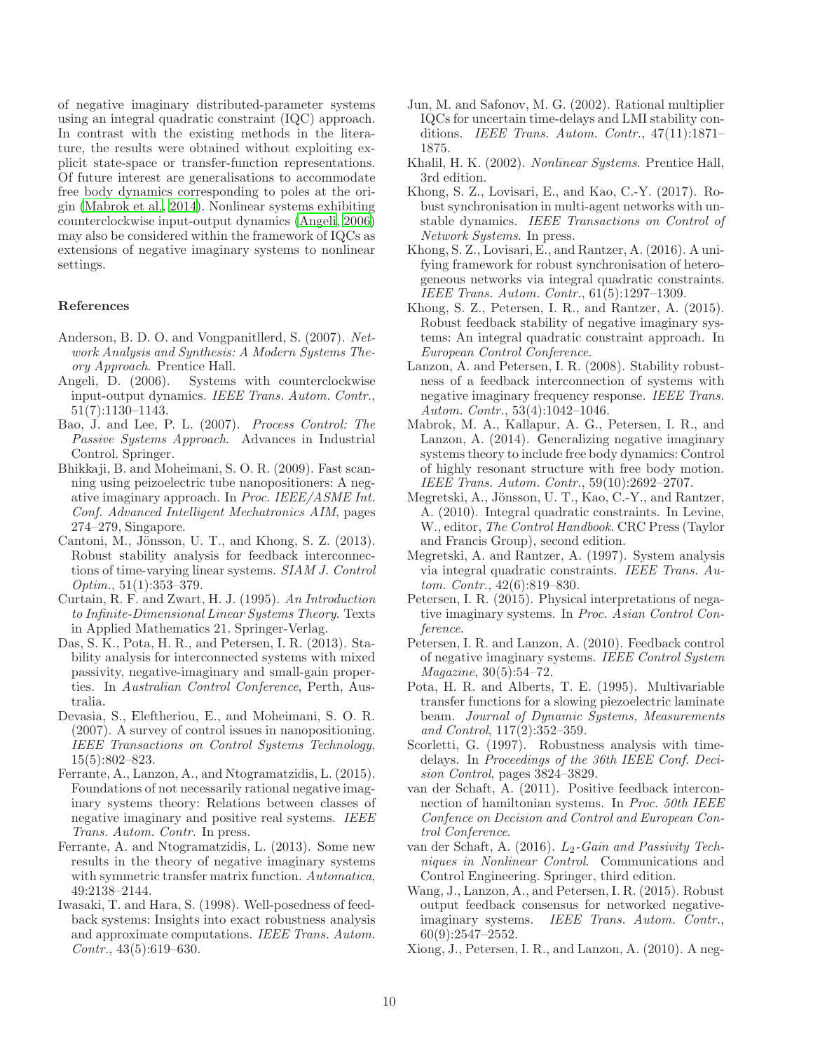of negative imaginary distributed-parameter systems using an integral quadratic constraint (IQC) approach. In contrast with the existing methods in the literature, the results were obtained without exploiting explicit state-space or transfer-function representations. Of future interest are generalisations to accommodate free body dynamics corresponding to poles at the origin (Mabrok et al., 2014). Nonlinear systems exhibiting counterclockwise input-output dynamics (Angeli, 2006) may also be considered within the framework of IQCs as extensions of negative imaginary systems to nonlinear settings.

## References

Anderson, B. D. O. and Vongpanitllerd, S. (2007). *Network Analysis and Synthesis: A Modern Systems Theory Approach*. Prentice Hall.

Angeli, D. (2006). Systems with counterclockwise input-output dynamics. *IEEE Trans. Autom. Contr.*, 51(7):1130–1143.

Bao, J. and Lee, P. L. (2007). *Process Control: The Passive Systems Approach*. Advances in Industrial Control. Springer.

Bhikkaji, B. and Moheimani, S. O. R. (2009). Fast scanning using peizoelectric tube nanopositioners: A negative imaginary approach. In *Proc. IEEE/ASME Int. Conf. Advanced Intelligent Mechatronics AIM*, pages 274–279, Singapore.

Cantoni, M., Jönsson, U. T., and Khong, S. Z. (2013). Robust stability analysis for feedback interconnections of time-varying linear systems. *SIAM J. Control Optim.*, 51(1):353–379.

Curtain, R. F. and Zwart, H. J. (1995). *An Introduction to Infinite-Dimensional Linear Systems Theory*. Texts in Applied Mathematics 21. Springer-Verlag.

Das, S. K., Pota, H. R., and Petersen, I. R. (2013). Stability analysis for interconnected systems with mixed passivity, negative-imaginary and small-gain properties. In *Australian Control Conference*, Perth, Australia.

Devasia, S., Eleftheriou, E., and Moheimani, S. O. R. (2007). A survey of control issues in nanopositioning. *IEEE Transactions on Control Systems Technology*, 15(5):802–823.

Ferrante, A., Lanzon, A., and Ntogramatzidis, L. (2015). Foundations of not necessarily rational negative imaginary systems theory: Relations between classes of negative imaginary and positive real systems. *IEEE Trans. Autom. Contr.* In press.

Ferrante, A. and Ntogramatzidis, L. (2013). Some new results in the theory of negative imaginary systems with symmetric transfer matrix function. *Automatica*, 49:2138–2144.

Iwasaki, T. and Hara, S. (1998). Well-posedness of feedback systems: Insights into exact robustness analysis and approximate computations. *IEEE Trans. Autom. Contr.*, 43(5):619–630.

Jun, M. and Safonov, M. G. (2002). Rational multiplier IQCs for uncertain time-delays and LMI stability conditions. *IEEE Trans. Autom. Contr.*, 47(11):1871–1875.

Khalil, H. K. (2002). *Nonlinear Systems*. Prentice Hall, 3rd edition.

Khong, S. Z., Lovisari, E., and Kao, C.-Y. (2017). Robust synchronisation in multi-agent networks with unstable dynamics. *IEEE Transactions on Control of Network Systems*. In press.

Khong, S. Z., Lovisari, E., and Rantzer, A. (2016). A unifying framework for robust synchronisation of heterogeneous networks via integral quadratic constraints. *IEEE Trans. Autom. Contr.*, 61(5):1297–1309.

Khong, S. Z., Petersen, I. R., and Rantzer, A. (2015). Robust feedback stability of negative imaginary systems: An integral quadratic constraint approach. In *European Control Conference*.

Lanzon, A. and Petersen, I. R. (2008). Stability robustness of a feedback interconnection of systems with negative imaginary frequency response. *IEEE Trans. Autom. Contr.*, 53(4):1042–1046.

Mabrok, M. A., Kallapur, A. G., Petersen, I. R., and Lanzon, A. (2014). Generalizing negative imaginary systems theory to include free body dynamics: Control of highly resonant structure with free body motion. *IEEE Trans. Autom. Contr.*, 59(10):2692–2707.

Megretski, A., Jönsson, U. T., Kao, C.-Y., and Rantzer, A. (2010). Integral quadratic constraints. In Levine, W., editor, *The Control Handbook*. CRC Press (Taylor and Francis Group), second edition.

Megretski, A. and Rantzer, A. (1997). System analysis via integral quadratic constraints. *IEEE Trans. Autom. Contr.*, 42(6):819–830.

Petersen, I. R. (2015). Physical interpretations of negative imaginary systems. In *Proc. Asian Control Conference*.

Petersen, I. R. and Lanzon, A. (2010). Feedback control of negative imaginary systems. *IEEE Control System Magazine*, 30(5):54–72.

Pota, H. R. and Alberts, T. E. (1995). Multivariable transfer functions for a slowing piezoelectric laminate beam. *Journal of Dynamic Systems, Measurements and Control*, 117(2):352–359.

Scorletti, G. (1997). Robustness analysis with time-delays. In *Proceedings of the 36th IEEE Conf. Decision Control*, pages 3824–3829.

van der Schaft, A. (2011). Positive feedback interconnection of hamiltonian systems. In *Proc. 50th IEEE Confence on Decision and Control and European Control Conference*.

van der Schaft, A. (2016). *$L_2$-Gain and Passivity Techniques in Nonlinear Control*. Communications and Control Engineering. Springer, third edition.

Wang, J., Lanzon, A., and Petersen, I. R. (2015). Robust output feedback consensus for networked negative-imaginary systems. *IEEE Trans. Autom. Contr.*, 60(9):2547–2552.

Xiong, J., Petersen, I. R., and Lanzon, A. (2010). A neg-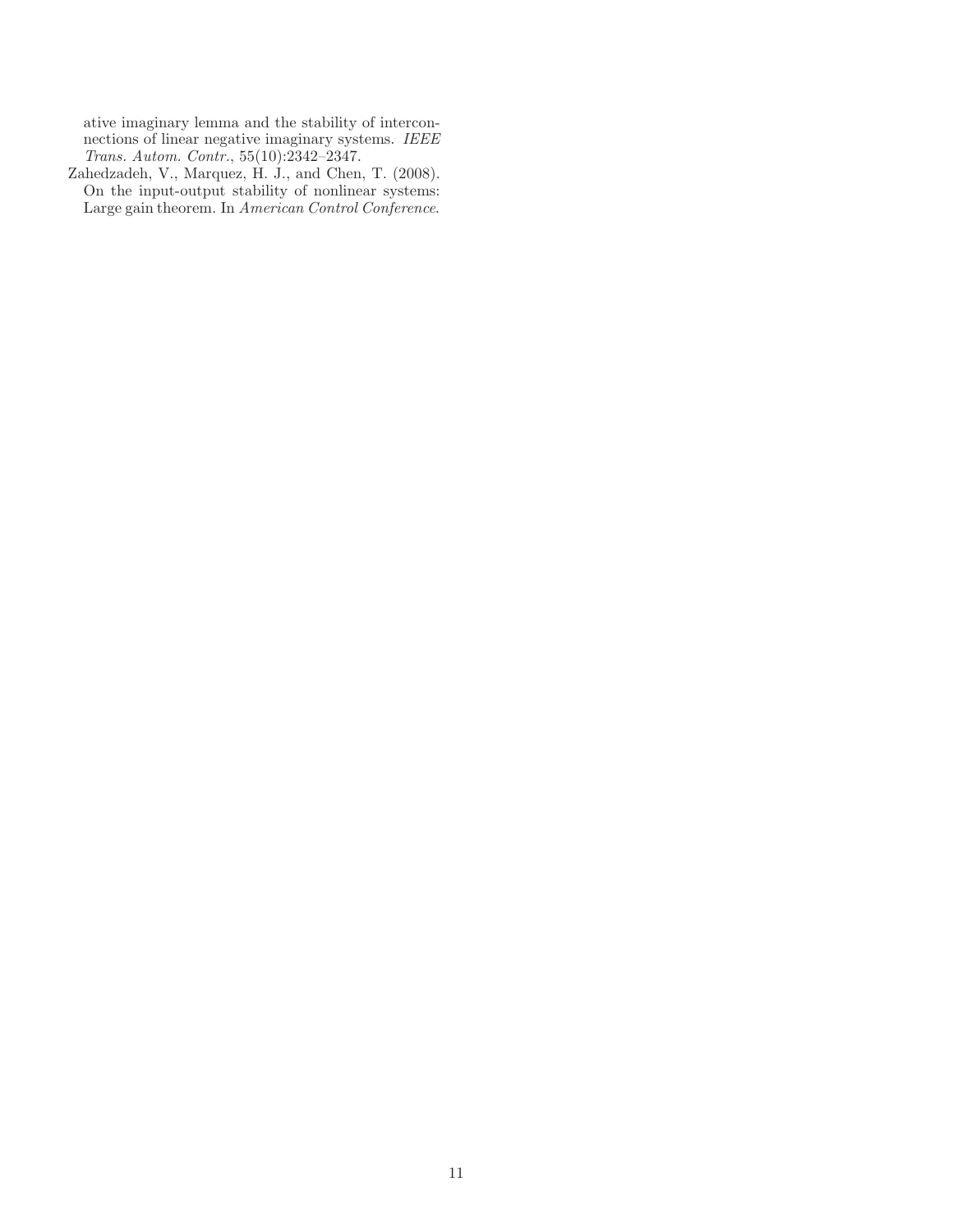ative imaginary lemma and the stability of interconnections of linear negative imaginary systems. *IEEE Trans. Autom. Contr.*, 55(10):2342–2347.

Zahedzadeh, V., Marquez, H. J., and Chen, T. (2008). On the input-output stability of nonlinear systems: Large gain theorem. In *American Control Conference*.